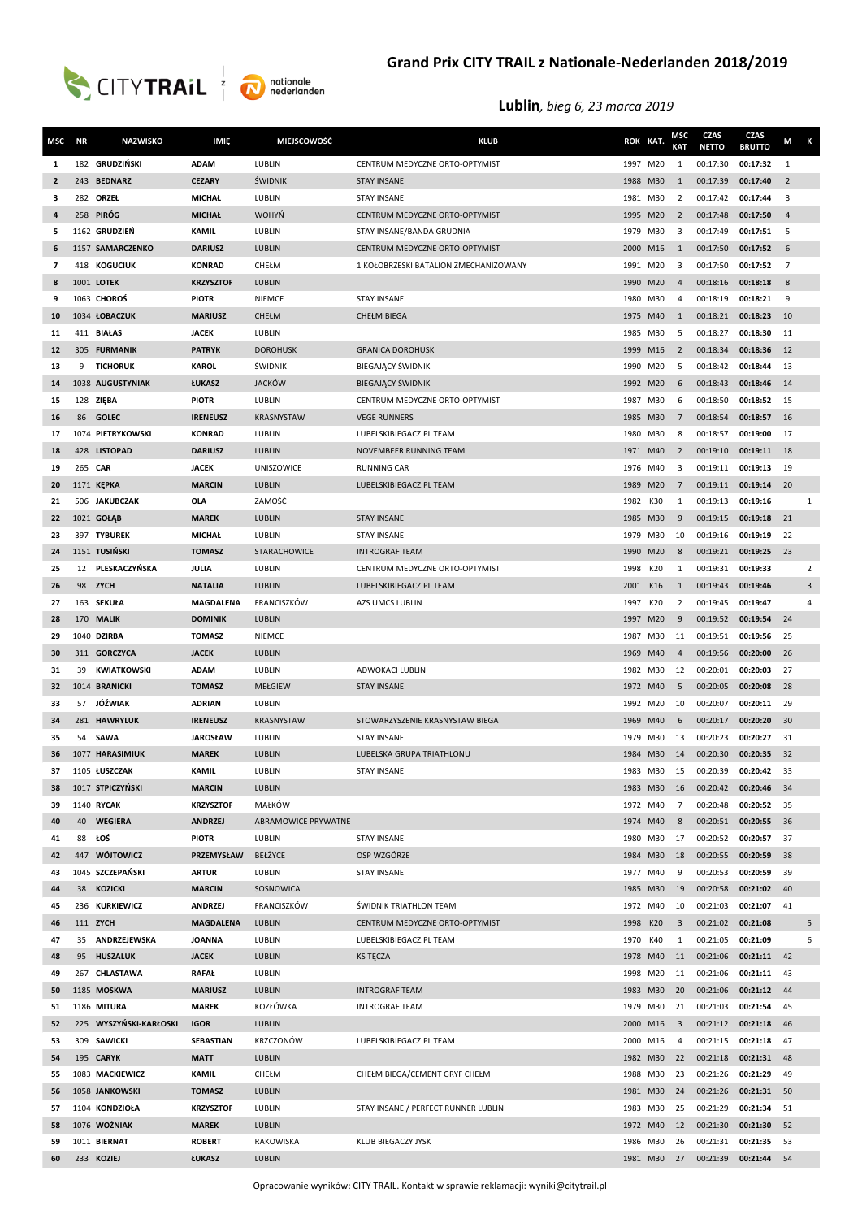# Grand Prix CITY TRAIL z Nationale-Nederlanden 2018/2019

## **Lublin**, *bieg 6, 23 marca 2019*

| MSC | NR | NAZWISKO | IMIĘ | MIEJSCOWOŚĆ | KLUB | ROK | KAT. | MSC KAT | CZAS NETTO | CZAS BRUTTO | M | K |
|---|---|---|---|---|---|---|---|---|---|---|---|---|
| 1 | 182 | GRUDZIŃSKI | ADAM | LUBLIN | CENTRUM MEDYCZNE ORTO-OPTYMIST | 1997 | M20 | 1 | 00:17:30 | 00:17:32 | 1 | |
| 2 | 243 | BEDNARZ | CEZARY | ŚWIDNIK | STAY INSANE | 1988 | M30 | 1 | 00:17:39 | 00:17:40 | 2 | |
| 3 | 282 | ORZEŁ | MICHAŁ | LUBLIN | STAY INSANE | 1981 | M30 | 2 | 00:17:42 | 00:17:44 | 3 | |
| 4 | 258 | PIRÓG | MICHAŁ | WOHYŃ | CENTRUM MEDYCZNE ORTO-OPTYMIST | 1995 | M20 | 2 | 00:17:48 | 00:17:50 | 4 | |
| 5 | 1162 | GRUDZIEŃ | KAMIL | LUBLIN | STAY INSANE/BANDA GRUDNIA | 1979 | M30 | 3 | 00:17:49 | 00:17:51 | 5 | |
| 6 | 1157 | SAMARCZENKO | DARIUSZ | LUBLIN | CENTRUM MEDYCZNE ORTO-OPTYMIST | 2000 | M16 | 1 | 00:17:50 | 00:17:52 | 6 | |
| 7 | 418 | KOGUCIUK | KONRAD | CHEŁM | 1 KOŁOBRZESKI BATALION ZMECHANIZOWANY | 1991 | M20 | 3 | 00:17:50 | 00:17:52 | 7 | |
| 8 | 1001 | LOTEK | KRZYSZTOF | LUBLIN | | 1990 | M20 | 4 | 00:18:16 | 00:18:18 | 8 | |
| 9 | 1063 | CHOROŚ | PIOTR | NIEMCE | STAY INSANE | 1980 | M30 | 4 | 00:18:19 | 00:18:21 | 9 | |
| 10 | 1034 | ŁOBACZUK | MARIUSZ | CHEŁM | CHEŁM BIEGA | 1975 | M40 | 1 | 00:18:21 | 00:18:23 | 10 | |
| 11 | 411 | BIAŁAS | JACEK | LUBLIN | | 1985 | M30 | 5 | 00:18:27 | 00:18:30 | 11 | |
| 12 | 305 | FURMANIK | PATRYK | DOROHUSK | GRANICA DOROHUSK | 1999 | M16 | 2 | 00:18:34 | 00:18:36 | 12 | |
| 13 | 9 | TICHORUK | KAROL | ŚWIDNIK | BIEGAJĄCY ŚWIDNIK | 1990 | M20 | 5 | 00:18:42 | 00:18:44 | 13 | |
| 14 | 1038 | AUGUSTYNIAK | ŁUKASZ | JACKÓW | BIEGAJĄCY ŚWIDNIK | 1992 | M20 | 6 | 00:18:43 | 00:18:46 | 14 | |
| 15 | 128 | ZIĘBA | PIOTR | LUBLIN | CENTRUM MEDYCZNE ORTO-OPTYMIST | 1987 | M30 | 6 | 00:18:50 | 00:18:52 | 15 | |
| 16 | 86 | GOLEC | IRENEUSZ | KRASNYSTAW | VEGE RUNNERS | 1985 | M30 | 7 | 00:18:54 | 00:18:57 | 16 | |
| 17 | 1074 | PIETRYKOWSKI | KONRAD | LUBLIN | LUBELSKIBIEGACZ.PL TEAM | 1980 | M30 | 8 | 00:18:57 | 00:19:00 | 17 | |
| 18 | 428 | LISTOPAD | DARIUSZ | LUBLIN | NOVEMBEER RUNNING TEAM | 1971 | M40 | 2 | 00:19:10 | 00:19:11 | 18 | |
| 19 | 265 | CAR | JACEK | UNISZOWICE | RUNNING CAR | 1976 | M40 | 3 | 00:19:11 | 00:19:13 | 19 | |
| 20 | 1171 | KĘPKA | MARCIN | LUBLIN | LUBELSKIBIEGACZ.PL TEAM | 1989 | M20 | 7 | 00:19:11 | 00:19:14 | 20 | |
| 21 | 506 | JAKUBCZAK | OLA | ZAMOŚĆ | | 1982 | K30 | 1 | 00:19:13 | 00:19:16 | | 1 |
| 22 | 1021 | GOŁĄB | MAREK | LUBLIN | STAY INSANE | 1985 | M30 | 9 | 00:19:15 | 00:19:18 | 21 | |
| 23 | 397 | TYBUREK | MICHAŁ | LUBLIN | STAY INSANE | 1979 | M30 | 10 | 00:19:16 | 00:19:19 | 22 | |
| 24 | 1151 | TUSIŃSKI | TOMASZ | STARACHOWICE | INTROGRAF TEAM | 1990 | M20 | 8 | 00:19:21 | 00:19:25 | 23 | |
| 25 | 12 | PLESKACZYŃSKA | JULIA | LUBLIN | CENTRUM MEDYCZNE ORTO-OPTYMIST | 1998 | K20 | 1 | 00:19:31 | 00:19:33 | | 2 |
| 26 | 98 | ZYCH | NATALIA | LUBLIN | LUBELSKIBIEGACZ.PL TEAM | 2001 | K16 | 1 | 00:19:43 | 00:19:46 | | 3 |
| 27 | 163 | SEKUŁA | MAGDALENA | FRANCISZKÓW | AZS UMCS LUBLIN | 1997 | K20 | 2 | 00:19:45 | 00:19:47 | | 4 |
| 28 | 170 | MALIK | DOMINIK | LUBLIN | | 1997 | M20 | 9 | 00:19:52 | 00:19:54 | 24 | |
| 29 | 1040 | DZIRBA | TOMASZ | NIEMCE | | 1987 | M30 | 11 | 00:19:51 | 00:19:56 | 25 | |
| 30 | 311 | GORCZYCA | JACEK | LUBLIN | | 1969 | M40 | 4 | 00:19:56 | 00:20:00 | 26 | |
| 31 | 39 | KWIATKOWSKI | ADAM | LUBLIN | ADWOKACI LUBLIN | 1982 | M30 | 12 | 00:20:01 | 00:20:03 | 27 | |
| 32 | 1014 | BRANICKI | TOMASZ | MEŁGIEW | STAY INSANE | 1972 | M40 | 5 | 00:20:05 | 00:20:08 | 28 | |
| 33 | 57 | JÓŹWIAK | ADRIAN | LUBLIN | | 1992 | M20 | 10 | 00:20:07 | 00:20:11 | 29 | |
| 34 | 281 | HAWRYLUK | IRENEUSZ | KRASNYSTAW | STOWARZYSZENIE KRASNYSTAW BIEGA | 1969 | M40 | 6 | 00:20:17 | 00:20:20 | 30 | |
| 35 | 54 | SAWA | JAROSŁAW | LUBLIN | STAY INSANE | 1979 | M30 | 13 | 00:20:23 | 00:20:27 | 31 | |
| 36 | 1077 | HARASIMIUK | MAREK | LUBLIN | LUBELSKA GRUPA TRIATHLONU | 1984 | M30 | 14 | 00:20:30 | 00:20:35 | 32 | |
| 37 | 1105 | ŁUSZCZAK | KAMIL | LUBLIN | STAY INSANE | 1983 | M30 | 15 | 00:20:39 | 00:20:42 | 33 | |
| 38 | 1017 | STPICZYŃSKI | MARCIN | LUBLIN | | 1983 | M30 | 16 | 00:20:42 | 00:20:46 | 34 | |
| 39 | 1140 | RYCAK | KRZYSZTOF | MAŁKÓW | | 1972 | M40 | 7 | 00:20:48 | 00:20:52 | 35 | |
| 40 | 40 | WEGIERA | ANDRZEJ | ABRAMOWICE PRYWATNE | | 1974 | M40 | 8 | 00:20:51 | 00:20:55 | 36 | |
| 41 | 88 | ŁOŚ | PIOTR | LUBLIN | STAY INSANE | 1980 | M30 | 17 | 00:20:52 | 00:20:57 | 37 | |
| 42 | 447 | WÓJTOWICZ | PRZEMYSŁAW | BEŁŻYCE | OSP WZGÓRZE | 1984 | M30 | 18 | 00:20:55 | 00:20:59 | 38 | |
| 43 | 1045 | SZCZEPAŃSKI | ARTUR | LUBLIN | STAY INSANE | 1977 | M40 | 9 | 00:20:53 | 00:20:59 | 39 | |
| 44 | 38 | KOZICKI | MARCIN | SOSNOWICA | | 1985 | M30 | 19 | 00:20:58 | 00:21:02 | 40 | |
| 45 | 236 | KURKIEWICZ | ANDRZEJ | FRANCISZKÓW | ŚWIDNIK TRIATHLON TEAM | 1972 | M40 | 10 | 00:21:03 | 00:21:07 | 41 | |
| 46 | 111 | ZYCH | MAGDALENA | LUBLIN | CENTRUM MEDYCZNE ORTO-OPTYMIST | 1998 | K20 | 3 | 00:21:02 | 00:21:08 | | 5 |
| 47 | 35 | ANDRZEJEWSKA | JOANNA | LUBLIN | LUBELSKIBIEGACZ.PL TEAM | 1970 | K40 | 1 | 00:21:05 | 00:21:09 | | 6 |
| 48 | 95 | HUSZALUK | JACEK | LUBLIN | KS TĘCZA | 1978 | M40 | 11 | 00:21:06 | 00:21:11 | 42 | |
| 49 | 267 | CHLASTAWA | RAFAŁ | LUBLIN | | 1998 | M20 | 11 | 00:21:06 | 00:21:11 | 43 | |
| 50 | 1185 | MOSKWA | MARIUSZ | LUBLIN | INTROGRAF TEAM | 1983 | M30 | 20 | 00:21:06 | 00:21:12 | 44 | |
| 51 | 1186 | MITURA | MAREK | KOZŁÓWKA | INTROGRAF TEAM | 1979 | M30 | 21 | 00:21:03 | 00:21:54 | 45 | |
| 52 | 225 | WYSZYŃSKI-KARŁOSKI | IGOR | LUBLIN | | 2000 | M16 | 3 | 00:21:12 | 00:21:18 | 46 | |
| 53 | 309 | SAWICKI | SEBASTIAN | KRZCZONÓW | LUBELSKIBIEGACZ.PL TEAM | 2000 | M16 | 4 | 00:21:15 | 00:21:18 | 47 | |
| 54 | 195 | CARYK | MATT | LUBLIN | | 1982 | M30 | 22 | 00:21:18 | 00:21:31 | 48 | |
| 55 | 1083 | MACKIEWICZ | KAMIL | CHEŁM | CHEŁM BIEGA/CEMENT GRYF CHEŁM | 1988 | M30 | 23 | 00:21:26 | 00:21:29 | 49 | |
| 56 | 1058 | JANKOWSKI | TOMASZ | LUBLIN | | 1981 | M30 | 24 | 00:21:26 | 00:21:31 | 50 | |
| 57 | 1104 | KONDZIOŁA | KRZYSZTOF | LUBLIN | STAY INSANE / PERFECT RUNNER LUBLIN | 1983 | M30 | 25 | 00:21:29 | 00:21:34 | 51 | |
| 58 | 1076 | WOŹNIAK | MAREK | LUBLIN | | 1972 | M40 | 12 | 00:21:30 | 00:21:30 | 52 | |
| 59 | 1011 | BIERNAT | ROBERT | RAKOWISKA | KLUB BIEGACZY JYSK | 1986 | M30 | 26 | 00:21:31 | 00:21:35 | 53 | |
| 60 | 233 | KOZIEJ | ŁUKASZ | LUBLIN | | 1981 | M30 | 27 | 00:21:39 | 00:21:44 | 54 | |

Opracowanie wyników: CITY TRAIL. Kontakt w sprawie reklamacji: wyniki@citytrail.pl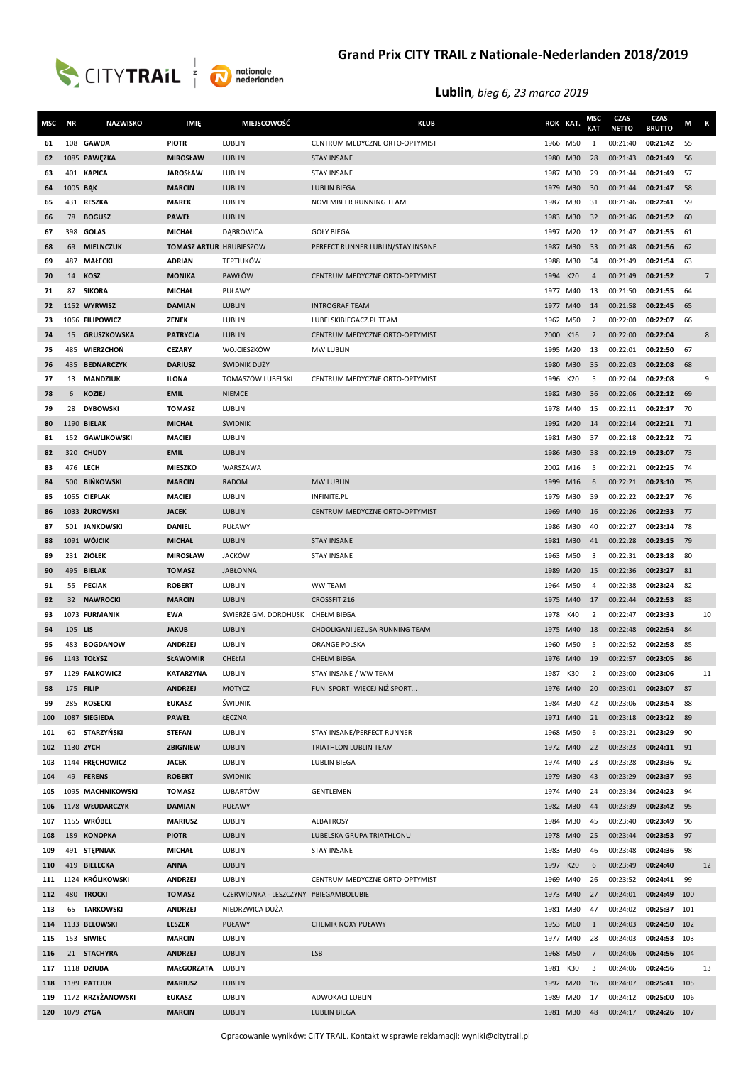# Grand Prix CITY TRAIL z Nationale-Nederlanden 2018/2019

## **Lublin**, *bieg 6, 23 marca 2019*

| MSC | NR | NAZWISKO | IMIĘ | MIEJSCOWOŚĆ | KLUB | ROK | KAT. | MSC KAT | CZAS NETTO | CZAS BRUTTO | M | K |
|---|---|---|---|---|---|---|---|---|---|---|---|---|
| 61 | 108 | GAWDA | PIOTR | LUBLIN | CENTRUM MEDYCZNE ORTO-OPTYMIST | 1966 | M50 | 1 | 00:21:40 | 00:21:42 | 55 | |
| 62 | 1085 | PAWĘZKA | MIROSŁAW | LUBLIN | STAY INSANE | 1980 | M30 | 28 | 00:21:43 | 00:21:49 | 56 | |
| 63 | 401 | KAPICA | JAROSŁAW | LUBLIN | STAY INSANE | 1987 | M30 | 29 | 00:21:44 | 00:21:49 | 57 | |
| 64 | 1005 | BĄK | MARCIN | LUBLIN | LUBLIN BIEGA | 1979 | M30 | 30 | 00:21:44 | 00:21:47 | 58 | |
| 65 | 431 | RESZKA | MAREK | LUBLIN | NOVEMBEER RUNNING TEAM | 1987 | M30 | 31 | 00:21:46 | 00:22:41 | 59 | |
| 66 | 78 | BOGUSZ | PAWEŁ | LUBLIN | | 1983 | M30 | 32 | 00:21:46 | 00:21:52 | 60 | |
| 67 | 398 | GOLAS | MICHAŁ | DĄBROWICA | GOŁY BIEGA | 1997 | M20 | 12 | 00:21:47 | 00:21:55 | 61 | |
| 68 | 69 | MIELNCZUK | TOMASZ ARTUR | HRUBIESZOW | PERFECT RUNNER LUBLIN/STAY INSANE | 1987 | M30 | 33 | 00:21:48 | 00:21:56 | 62 | |
| 69 | 487 | MAŁECKI | ADRIAN | TEPTIUKÓW | | 1988 | M30 | 34 | 00:21:49 | 00:21:54 | 63 | |
| 70 | 14 | KOSZ | MONIKA | PAWŁÓW | CENTRUM MEDYCZNE ORTO-OPTYMIST | 1994 | K20 | 4 | 00:21:49 | 00:21:52 | | 7 |
| 71 | 87 | SIKORA | MICHAŁ | PUŁAWY | | 1977 | M40 | 13 | 00:21:50 | 00:21:55 | 64 | |
| 72 | 1152 | WYRWISZ | DAMIAN | LUBLIN | INTROGRAF TEAM | 1977 | M40 | 14 | 00:21:58 | 00:22:45 | 65 | |
| 73 | 1066 | FILIPOWICZ | ZENEK | LUBLIN | LUBELSKIBIEGACZ.PL TEAM | 1962 | M50 | 2 | 00:22:00 | 00:22:07 | 66 | |
| 74 | 15 | GRUSZKOWSKA | PATRYCJA | LUBLIN | CENTRUM MEDYCZNE ORTO-OPTYMIST | 2000 | K16 | 2 | 00:22:00 | 00:22:04 | | 8 |
| 75 | 485 | WIERZCHOŃ | CEZARY | WOJCIESZKÓW | MW LUBLIN | 1995 | M20 | 13 | 00:22:01 | 00:22:50 | 67 | |
| 76 | 435 | BEDNARCZYK | DARIUSZ | ŚWIDNIK DUŻY | | 1980 | M30 | 35 | 00:22:03 | 00:22:08 | 68 | |
| 77 | 13 | MANDZIUK | ILONA | TOMASZÓW LUBELSKI | CENTRUM MEDYCZNE ORTO-OPTYMIST | 1996 | K20 | 5 | 00:22:04 | 00:22:08 | | 9 |
| 78 | 6 | KOZIEJ | EMIL | NIEMCE | | 1982 | M30 | 36 | 00:22:06 | 00:22:12 | 69 | |
| 79 | 28 | DYBOWSKI | TOMASZ | LUBLIN | | 1978 | M40 | 15 | 00:22:11 | 00:22:17 | 70 | |
| 80 | 1190 | BIELAK | MICHAŁ | ŚWIDNIK | | 1992 | M20 | 14 | 00:22:14 | 00:22:21 | 71 | |
| 81 | 152 | GAWLIKOWSKI | MACIEJ | LUBLIN | | 1981 | M30 | 37 | 00:22:18 | 00:22:22 | 72 | |
| 82 | 320 | CHUDY | EMIL | LUBLIN | | 1986 | M30 | 38 | 00:22:19 | 00:23:07 | 73 | |
| 83 | 476 | LECH | MIESZKO | WARSZAWA | | 2002 | M16 | 5 | 00:22:21 | 00:22:25 | 74 | |
| 84 | 500 | BIŃKOWSKI | MARCIN | RADOM | MW LUBLIN | 1999 | M16 | 6 | 00:22:21 | 00:23:10 | 75 | |
| 85 | 1055 | CIEPLAK | MACIEJ | LUBLIN | INFINITE.PL | 1979 | M30 | 39 | 00:22:22 | 00:22:27 | 76 | |
| 86 | 1033 | ŻUROWSKI | JACEK | LUBLIN | CENTRUM MEDYCZNE ORTO-OPTYMIST | 1969 | M40 | 16 | 00:22:26 | 00:22:33 | 77 | |
| 87 | 501 | JANKOWSKI | DANIEL | PUŁAWY | | 1986 | M30 | 40 | 00:22:27 | 00:23:14 | 78 | |
| 88 | 1091 | WÓJCIK | MICHAŁ | LUBLIN | STAY INSANE | 1981 | M30 | 41 | 00:22:28 | 00:23:15 | 79 | |
| 89 | 231 | ZIÓŁEK | MIROSŁAW | JACKÓW | STAY INSANE | 1963 | M50 | 3 | 00:22:31 | 00:23:18 | 80 | |
| 90 | 495 | BIELAK | TOMASZ | JABŁONNA | | 1989 | M20 | 15 | 00:22:36 | 00:23:27 | 81 | |
| 91 | 55 | PECIAK | ROBERT | LUBLIN | WW TEAM | 1964 | M50 | 4 | 00:22:38 | 00:23:24 | 82 | |
| 92 | 32 | NAWROCKI | MARCIN | LUBLIN | CROSSFIT Z16 | 1975 | M40 | 17 | 00:22:44 | 00:22:53 | 83 | |
| 93 | 1073 | FURMANIK | EWA | ŚWIERŻE GM. DOROHUSK | CHEŁM BIEGA | 1978 | K40 | 2 | 00:22:47 | 00:23:33 | | 10 |
| 94 | 105 | LIS | JAKUB | LUBLIN | CHOOLIGANI JEZUSA RUNNING TEAM | 1975 | M40 | 18 | 00:22:48 | 00:22:54 | 84 | |
| 95 | 483 | BOGDANOW | ANDRZEJ | LUBLIN | ORANGE POLSKA | 1960 | M50 | 5 | 00:22:52 | 00:22:58 | 85 | |
| 96 | 1143 | TOŁYSZ | SŁAWOMIR | CHEŁM | CHEŁM BIEGA | 1976 | M40 | 19 | 00:22:57 | 00:23:05 | 86 | |
| 97 | 1129 | FALKOWICZ | KATARZYNA | LUBLIN | STAY INSANE / WW TEAM | 1987 | K30 | 2 | 00:23:00 | 00:23:06 | | 11 |
| 98 | 175 | FILIP | ANDRZEJ | MOTYCZ | FUN SPORT -WIĘCEJ NIŻ SPORT... | 1976 | M40 | 20 | 00:23:01 | 00:23:07 | 87 | |
| 99 | 285 | KOSECKI | ŁUKASZ | ŚWIDNIK | | 1984 | M30 | 42 | 00:23:06 | 00:23:54 | 88 | |
| 100 | 1087 | SIEGIEDA | PAWEŁ | ŁĘCZNA | | 1971 | M40 | 21 | 00:23:18 | 00:23:22 | 89 | |
| 101 | 60 | STARZYŃSKI | STEFAN | LUBLIN | STAY INSANE/PERFECT RUNNER | 1968 | M50 | 6 | 00:23:21 | 00:23:29 | 90 | |
| 102 | 1130 | ZYCH | ZBIGNIEW | LUBLIN | TRIATHLON LUBLIN TEAM | 1972 | M40 | 22 | 00:23:23 | 00:24:11 | 91 | |
| 103 | 1144 | FRĘCHOWICZ | JACEK | LUBLIN | LUBLIN BIEGA | 1974 | M40 | 23 | 00:23:28 | 00:23:36 | 92 | |
| 104 | 49 | FERENS | ROBERT | SWIDNIK | | 1979 | M30 | 43 | 00:23:29 | 00:23:37 | 93 | |
| 105 | 1095 | MACHNIKOWSKI | TOMASZ | LUBARTÓW | GENTLEMEN | 1974 | M40 | 24 | 00:23:34 | 00:24:23 | 94 | |
| 106 | 1178 | WŁUDARCZYK | DAMIAN | PUŁAWY | | 1982 | M30 | 44 | 00:23:39 | 00:23:42 | 95 | |
| 107 | 1155 | WRÓBEL | MARIUSZ | LUBLIN | ALBATROSY | 1984 | M30 | 45 | 00:23:40 | 00:23:49 | 96 | |
| 108 | 189 | KONOPKA | PIOTR | LUBLIN | LUBELSKA GRUPA TRIATHLONU | 1978 | M40 | 25 | 00:23:44 | 00:23:53 | 97 | |
| 109 | 491 | STĘPNIAK | MICHAŁ | LUBLIN | STAY INSANE | 1983 | M30 | 46 | 00:23:48 | 00:24:36 | 98 | |
| 110 | 419 | BIELECKA | ANNA | LUBLIN | | 1997 | K20 | 6 | 00:23:49 | 00:24:40 | | 12 |
| 111 | 1124 | KRÓLIKOWSKI | ANDRZEJ | LUBLIN | CENTRUM MEDYCZNE ORTO-OPTYMIST | 1969 | M40 | 26 | 00:23:52 | 00:24:41 | 99 | |
| 112 | 480 | TROCKI | TOMASZ | CZERWIONKA - LESZCZYNY | #BIEGAMBOLUBIE | 1973 | M40 | 27 | 00:24:01 | 00:24:49 | 100 | |
| 113 | 65 | TARKOWSKI | ANDRZEJ | NIEDRZWICA DUŻA | | 1981 | M30 | 47 | 00:24:02 | 00:25:37 | 101 | |
| 114 | 1133 | BELOWSKI | LESZEK | PUŁAWY | CHEMIK NOXY PUŁAWY | 1953 | M60 | 1 | 00:24:03 | 00:24:50 | 102 | |
| 115 | 153 | SIWIEC | MARCIN | LUBLIN | | 1977 | M40 | 28 | 00:24:03 | 00:24:53 | 103 | |
| 116 | 21 | STACHYRA | ANDRZEJ | LUBLIN | LSB | 1968 | M50 | 7 | 00:24:06 | 00:24:56 | 104 | |
| 117 | 1118 | DZIUBA | MAŁGORZATA | LUBLIN | | 1981 | K30 | 3 | 00:24:06 | 00:24:56 | | 13 |
| 118 | 1189 | PATEJUK | MARIUSZ | LUBLIN | | 1992 | M20 | 16 | 00:24:07 | 00:25:41 | 105 | |
| 119 | 1172 | KRZYŻANOWSKI | ŁUKASZ | LUBLIN | ADWOKACI LUBLIN | 1989 | M20 | 17 | 00:24:12 | 00:25:00 | 106 | |
| 120 | 1079 | ZYGA | MARCIN | LUBLIN | LUBLIN BIEGA | 1981 | M30 | 48 | 00:24:17 | 00:24:26 | 107 | |

Opracowanie wyników: CITY TRAIL. Kontakt w sprawie reklamacji: wyniki@citytrail.pl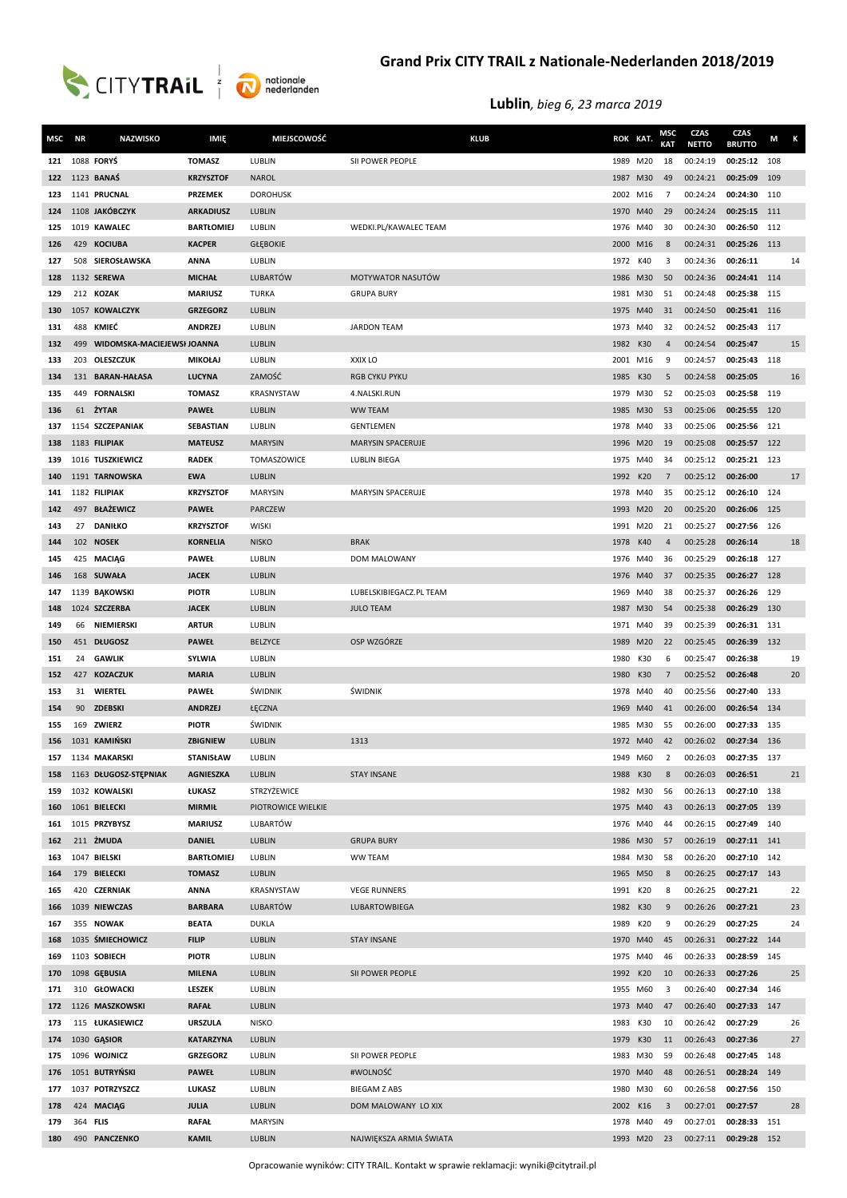# Grand Prix CITY TRAIL z Nationale-Nederlanden 2018/2019

**Lublin**, *bieg 6, 23 marca 2019*

| MSC | NR | NAZWISKO | IMIĘ | MIEJSCOWOŚĆ | KLUB | ROK | KAT. | MSC KAT | CZAS NETTO | CZAS BRUTTO | M | K |
|---|---|---|---|---|---|---|---|---|---|---|---|---|
| 121 | 1088 | FORYŚ | TOMASZ | LUBLIN | SII POWER PEOPLE | 1989 | M20 | 18 | 00:24:19 | 00:25:12 | 108 | |
| 122 | 1123 | BANAŚ | KRZYSZTOF | NAROL | | 1987 | M30 | 49 | 00:24:21 | 00:25:09 | 109 | |
| 123 | 1141 | PRUCNAL | PRZEMEK | DOROHUSK | | 2002 | M16 | 7 | 00:24:24 | 00:24:30 | 110 | |
| 124 | 1108 | JAKÓBCZYK | ARKADIUSZ | LUBLIN | | 1970 | M40 | 29 | 00:24:24 | 00:25:15 | 111 | |
| 125 | 1019 | KAWALEC | BARTŁOMIEJ | LUBLIN | WEDKI.PL/KAWALEC TEAM | 1976 | M40 | 30 | 00:24:30 | 00:26:50 | 112 | |
| 126 | 429 | KOCIUBA | KACPER | GŁĘBOKIE | | 2000 | M16 | 8 | 00:24:31 | 00:25:26 | 113 | |
| 127 | 508 | SIEROSŁAWSKA | ANNA | LUBLIN | | 1972 | K40 | 3 | 00:24:36 | 00:26:11 | | 14 |
| 128 | 1132 | SEREWA | MICHAŁ | LUBARTÓW | MOTYWATOR NASUTÓW | 1986 | M30 | 50 | 00:24:36 | 00:24:41 | 114 | |
| 129 | 212 | KOZAK | MARIUSZ | TURKA | GRUPA BURY | 1981 | M30 | 51 | 00:24:48 | 00:25:38 | 115 | |
| 130 | 1057 | KOWALCZYK | GRZEGORZ | LUBLIN | | 1975 | M40 | 31 | 00:24:50 | 00:25:41 | 116 | |
| 131 | 488 | KMIEĆ | ANDRZEJ | LUBLIN | JARDON TEAM | 1973 | M40 | 32 | 00:24:52 | 00:25:43 | 117 | |
| 132 | 499 | WIDOMSKA-MACIEJEWSKA | JOANNA | LUBLIN | | 1982 | K30 | 4 | 00:24:54 | 00:25:47 | | 15 |
| 133 | 203 | OLESZCZUK | MIKOŁAJ | LUBLIN | XXIX LO | 2001 | M16 | 9 | 00:24:57 | 00:25:43 | 118 | |
| 134 | 131 | BARAN-HAŁASA | LUCYNA | ZAMOŚĆ | RGB CYKU PYKU | 1985 | K30 | 5 | 00:24:58 | 00:25:05 | | 16 |
| 135 | 449 | FORNALSKI | TOMASZ | KRASNYSTAW | 4.NALSKI.RUN | 1979 | M30 | 52 | 00:25:03 | 00:25:58 | 119 | |
| 136 | 61 | ŻYTAR | PAWEŁ | LUBLIN | WW TEAM | 1985 | M30 | 53 | 00:25:06 | 00:25:55 | 120 | |
| 137 | 1154 | SZCZEPANIAK | SEBASTIAN | LUBLIN | GENTLEMEN | 1978 | M40 | 33 | 00:25:06 | 00:25:56 | 121 | |
| 138 | 1183 | FILIPIAK | MATEUSZ | MARYSIN | MARYSIN SPACERUJE | 1996 | M20 | 19 | 00:25:08 | 00:25:57 | 122 | |
| 139 | 1016 | TUSZKIEWICZ | RADEK | TOMASZOWICE | LUBLIN BIEGA | 1975 | M40 | 34 | 00:25:12 | 00:25:21 | 123 | |
| 140 | 1191 | TARNOWSKA | EWA | LUBLIN | | 1992 | K20 | 7 | 00:25:12 | 00:26:00 | | 17 |
| 141 | 1182 | FILIPIAK | KRZYSZTOF | MARYSIN | MARYSIN SPACERUJE | 1978 | M40 | 35 | 00:25:12 | 00:26:10 | 124 | |
| 142 | 497 | BŁAŻEWICZ | PAWEŁ | PARCZEW | | 1993 | M20 | 20 | 00:25:20 | 00:26:06 | 125 | |
| 143 | 27 | DANIŁKO | KRZYSZTOF | WISKI | | 1991 | M20 | 21 | 00:25:27 | 00:27:56 | 126 | |
| 144 | 102 | NOSEK | KORNELIA | NISKO | BRAK | 1978 | K40 | 4 | 00:25:28 | 00:26:14 | | 18 |
| 145 | 425 | MACIĄG | PAWEŁ | LUBLIN | DOM MALOWANY | 1976 | M40 | 36 | 00:25:29 | 00:26:18 | 127 | |
| 146 | 168 | SUWAŁA | JACEK | LUBLIN | | 1976 | M40 | 37 | 00:25:35 | 00:26:27 | 128 | |
| 147 | 1139 | BĄKOWSKI | PIOTR | LUBLIN | LUBELSKIBIEGACZ.PL TEAM | 1969 | M40 | 38 | 00:25:37 | 00:26:26 | 129 | |
| 148 | 1024 | SZCZERBA | JACEK | LUBLIN | JULO TEAM | 1987 | M30 | 54 | 00:25:38 | 00:26:29 | 130 | |
| 149 | 66 | NIEMIERSKI | ARTUR | LUBLIN | | 1971 | M40 | 39 | 00:25:39 | 00:26:31 | 131 | |
| 150 | 451 | DŁUGOSZ | PAWEŁ | BEŁŻYCE | OSP WZGÓRZE | 1989 | M20 | 22 | 00:25:45 | 00:26:39 | 132 | |
| 151 | 24 | GAWLIK | SYLWIA | LUBLIN | | 1980 | K30 | 6 | 00:25:47 | 00:26:38 | | 19 |
| 152 | 427 | KOZACZUK | MARIA | LUBLIN | | 1980 | K30 | 7 | 00:25:52 | 00:26:48 | | 20 |
| 153 | 31 | WIERTEL | PAWEŁ | ŚWIDNIK | ŚWIDNIK | 1978 | M40 | 40 | 00:25:56 | 00:27:40 | 133 | |
| 154 | 90 | ZDEBSKI | ANDRZEJ | ŁĘCZNA | | 1969 | M40 | 41 | 00:26:00 | 00:26:54 | 134 | |
| 155 | 169 | ZWIERZ | PIOTR | ŚWIDNIK | | 1985 | M30 | 55 | 00:26:00 | 00:27:33 | 135 | |
| 156 | 1031 | KAMIŃSKI | ZBIGNIEW | LUBLIN | 1313 | 1972 | M40 | 42 | 00:26:02 | 00:27:34 | 136 | |
| 157 | 1134 | MAKARSKI | STANISŁAW | LUBLIN | | 1949 | M60 | 2 | 00:26:03 | 00:27:35 | 137 | |
| 158 | 1163 | DŁUGOSZ-STĘPNIAK | AGNIESZKA | LUBLIN | STAY INSANE | 1988 | K30 | 8 | 00:26:03 | 00:26:51 | | 21 |
| 159 | 1032 | KOWALSKI | ŁUKASZ | STRZYŻEWICE | | 1982 | M30 | 56 | 00:26:13 | 00:27:10 | 138 | |
| 160 | 1061 | BIELECKI | MIRMIŁ | PIOTROWICE WIELKIE | | 1975 | M40 | 43 | 00:26:13 | 00:27:05 | 139 | |
| 161 | 1015 | PRZYBYSZ | MARIUSZ | LUBARTÓW | | 1976 | M40 | 44 | 00:26:15 | 00:27:49 | 140 | |
| 162 | 211 | ŻMUDA | DANIEL | LUBLIN | GRUPA BURY | 1986 | M30 | 57 | 00:26:19 | 00:27:11 | 141 | |
| 163 | 1047 | BIELSKI | BARTŁOMIEJ | LUBLIN | WW TEAM | 1984 | M30 | 58 | 00:26:20 | 00:27:10 | 142 | |
| 164 | 179 | BIELECKI | TOMASZ | LUBLIN | | 1965 | M50 | 8 | 00:26:25 | 00:27:17 | 143 | |
| 165 | 420 | CZERNIAK | ANNA | KRASNYSTAW | VEGE RUNNERS | 1991 | K20 | 8 | 00:26:25 | 00:27:21 | | 22 |
| 166 | 1039 | NIEWCZAS | BARBARA | LUBARTÓW | LUBARTOWBIEGA | 1982 | K30 | 9 | 00:26:26 | 00:27:21 | | 23 |
| 167 | 355 | NOWAK | BEATA | DUKLA | | 1989 | K20 | 9 | 00:26:29 | 00:27:25 | | 24 |
| 168 | 1035 | ŚMIECHOWICZ | FILIP | LUBLIN | STAY INSANE | 1970 | M40 | 45 | 00:26:31 | 00:27:22 | 144 | |
| 169 | 1103 | SOBIECH | PIOTR | LUBLIN | | 1975 | M40 | 46 | 00:26:33 | 00:28:59 | 145 | |
| 170 | 1098 | GĘBUSIA | MILENA | LUBLIN | SII POWER PEOPLE | 1992 | K20 | 10 | 00:26:33 | 00:27:26 | | 25 |
| 171 | 310 | GŁOWACKI | LESZEK | LUBLIN | | 1955 | M60 | 3 | 00:26:40 | 00:27:34 | 146 | |
| 172 | 1126 | MASZKOWSKI | RAFAŁ | LUBLIN | | 1973 | M40 | 47 | 00:26:40 | 00:27:33 | 147 | |
| 173 | 115 | ŁUKASIEWICZ | URSZULA | NISKO | | 1983 | K30 | 10 | 00:26:42 | 00:27:29 | | 26 |
| 174 | 1030 | GĄSIOR | KATARZYNA | LUBLIN | | 1979 | K30 | 11 | 00:26:43 | 00:27:36 | | 27 |
| 175 | 1096 | WOJNICZ | GRZEGORZ | LUBLIN | SII POWER PEOPLE | 1983 | M30 | 59 | 00:26:48 | 00:27:45 | 148 | |
| 176 | 1051 | BUTRYŃSKI | PAWEŁ | LUBLIN | #WOLNOŚĆ | 1970 | M40 | 48 | 00:26:51 | 00:28:24 | 149 | |
| 177 | 1037 | POTRZYSZCZ | LUKASZ | LUBLIN | BIEGAM Z ABS | 1980 | M30 | 60 | 00:26:58 | 00:27:56 | 150 | |
| 178 | 424 | MACIĄG | JULIA | LUBLIN | DOM MALOWANY LO XIX | 2002 | K16 | 3 | 00:27:01 | 00:27:57 | | 28 |
| 179 | 364 | FLIS | RAFAŁ | MARYSIN | | 1978 | M40 | 49 | 00:27:01 | 00:28:33 | 151 | |
| 180 | 490 | PANCZENKO | KAMIL | LUBLIN | NAJWIĘKSZA ARMIA ŚWIATA | 1993 | M20 | 23 | 00:27:11 | 00:29:28 | 152 | |

Opracowanie wyników: CITY TRAIL. Kontakt w sprawie reklamacji: wyniki@citytrail.pl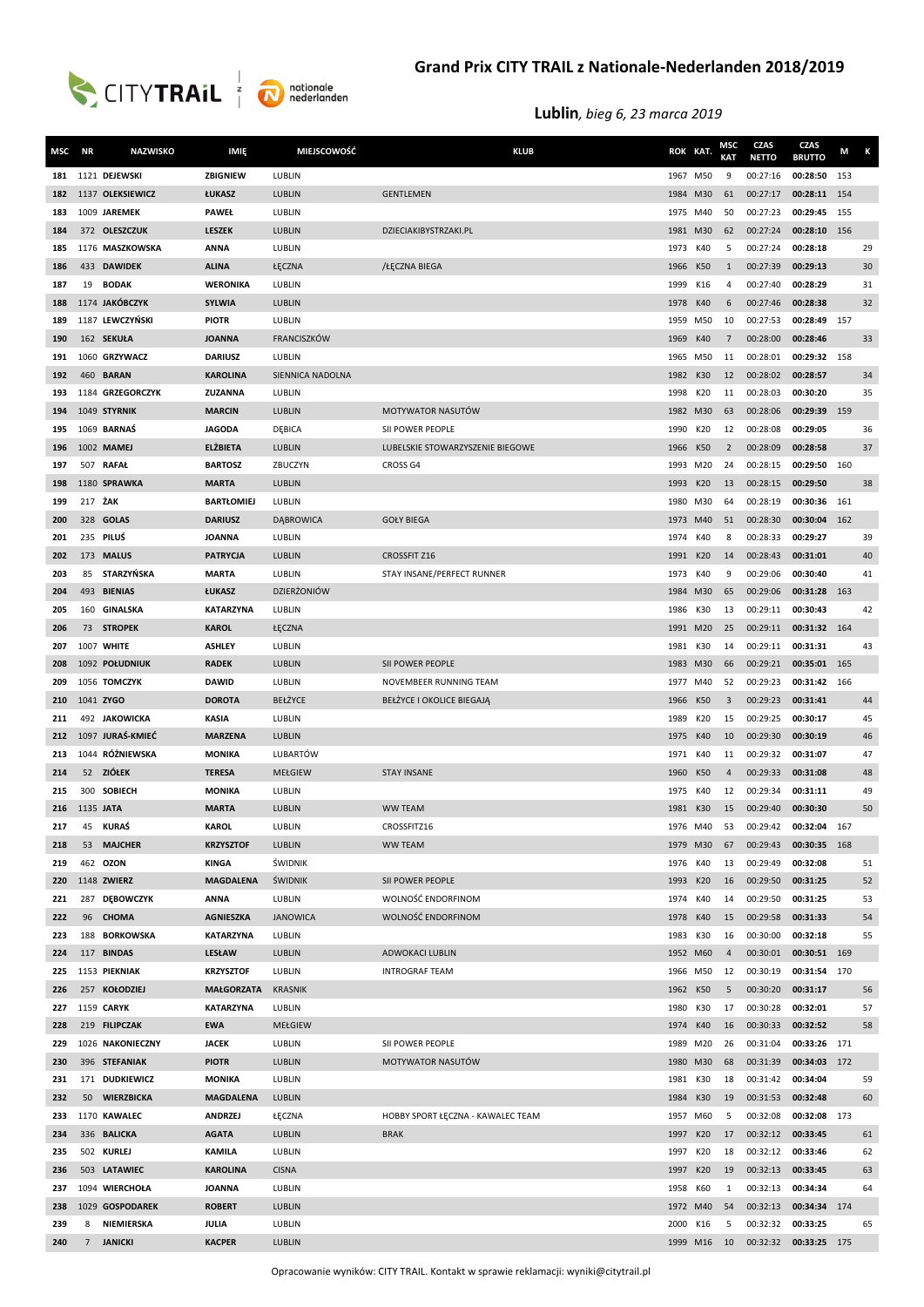# Grand Prix CITY TRAIL z Nationale-Nederlanden 2018/2019

## **Lublin**, *bieg 6, 23 marca 2019*

| MSC | NR | NAZWISKO | IMIĘ | MIEJSCOWOŚĆ | KLUB | ROK | KAT. | MSC KAT | CZAS NETTO | CZAS BRUTTO | M | K |
|---|---|---|---|---|---|---|---|---|---|---|---|---|
| 181 | 1121 | DEJEWSKI | ZBIGNIEW | LUBLIN | | 1967 | M50 | 9 | 00:27:16 | 00:28:50 | 153 | |
| 182 | 1137 | OLEKSIEWICZ | ŁUKASZ | LUBLIN | GENTLEMEN | 1984 | M30 | 61 | 00:27:17 | 00:28:11 | 154 | |
| 183 | 1009 | JAREMEK | PAWEŁ | LUBLIN | | 1975 | M40 | 50 | 00:27:23 | 00:29:45 | 155 | |
| 184 | 372 | OLESZCZUK | LESZEK | LUBLIN | DZIECIAKIBYSTRZAKI.PL | 1981 | M30 | 62 | 00:27:24 | 00:28:10 | 156 | |
| 185 | 1176 | MASZKOWSKA | ANNA | LUBLIN | | 1973 | K40 | 5 | 00:27:24 | 00:28:18 | | 29 |
| 186 | 433 | DAWIDEK | ALINA | ŁĘCZNA | /ŁĘCZNA BIEGA | 1966 | K50 | 1 | 00:27:39 | 00:29:13 | | 30 |
| 187 | 19 | BODAK | WERONIKA | LUBLIN | | 1999 | K16 | 4 | 00:27:40 | 00:28:29 | | 31 |
| 188 | 1174 | JAKÓBCZYK | SYLWIA | LUBLIN | | 1978 | K40 | 6 | 00:27:46 | 00:28:38 | | 32 |
| 189 | 1187 | LEWCZYŃSKI | PIOTR | LUBLIN | | 1959 | M50 | 10 | 00:27:53 | 00:28:49 | 157 | |
| 190 | 162 | SEKUŁA | JOANNA | FRANCISZKÓW | | 1969 | K40 | 7 | 00:28:00 | 00:28:46 | | 33 |
| 191 | 1060 | GRZYWACZ | DARIUSZ | LUBLIN | | 1965 | M50 | 11 | 00:28:01 | 00:29:32 | 158 | |
| 192 | 460 | BARAN | KAROLINA | SIENNICA NADOLNA | | 1982 | K30 | 12 | 00:28:02 | 00:28:57 | | 34 |
| 193 | 1184 | GRZEGORCZYK | ZUZANNA | LUBLIN | | 1998 | K20 | 11 | 00:28:03 | 00:30:20 | | 35 |
| 194 | 1049 | STYRNIK | MARCIN | LUBLIN | MOTYWATOR NASUTÓW | 1982 | M30 | 63 | 00:28:06 | 00:29:39 | 159 | |
| 195 | 1069 | BARNAŚ | JAGODA | DĘBICA | SII POWER PEOPLE | 1990 | K20 | 12 | 00:28:08 | 00:29:05 | | 36 |
| 196 | 1002 | MAMEJ | ELŻBIETA | LUBLIN | LUBELSKIE STOWARZYSZENIE BIEGOWE | 1966 | K50 | 2 | 00:28:09 | 00:28:58 | | 37 |
| 197 | 507 | RAFAŁ | BARTOSZ | ZBUCZYN | CROSS G4 | 1993 | M20 | 24 | 00:28:15 | 00:29:50 | 160 | |
| 198 | 1180 | SPRAWKA | MARTA | LUBLIN | | 1993 | K20 | 13 | 00:28:15 | 00:29:50 | | 38 |
| 199 | 217 | ŻAK | BARTŁOMIEJ | LUBLIN | | 1980 | M30 | 64 | 00:28:19 | 00:30:36 | 161 | |
| 200 | 328 | GOLAS | DARIUSZ | DĄBROWICA | GOŁY BIEGA | 1973 | M40 | 51 | 00:28:30 | 00:30:04 | 162 | |
| 201 | 235 | PILUŚ | JOANNA | LUBLIN | | 1974 | K40 | 8 | 00:28:33 | 00:29:27 | | 39 |
| 202 | 173 | MALUS | PATRYCJA | LUBLIN | CROSSFIT Z16 | 1991 | K20 | 14 | 00:28:43 | 00:31:01 | | 40 |
| 203 | 85 | STARZYŃSKA | MARTA | LUBLIN | STAY INSANE/PERFECT RUNNER | 1973 | K40 | 9 | 00:29:06 | 00:30:40 | | 41 |
| 204 | 493 | BIENIAS | ŁUKASZ | DZIERŻONIÓW | | 1984 | M30 | 65 | 00:29:06 | 00:31:28 | 163 | |
| 205 | 160 | GINALSKA | KATARZYNA | LUBLIN | | 1986 | K30 | 13 | 00:29:11 | 00:30:43 | | 42 |
| 206 | 73 | STROPEK | KAROL | ŁĘCZNA | | 1991 | M20 | 25 | 00:29:11 | 00:31:32 | 164 | |
| 207 | 1007 | WHITE | ASHLEY | LUBLIN | | 1981 | K30 | 14 | 00:29:11 | 00:31:31 | | 43 |
| 208 | 1092 | POŁUDNIUK | RADEK | LUBLIN | SII POWER PEOPLE | 1983 | M30 | 66 | 00:29:21 | 00:35:01 | 165 | |
| 209 | 1056 | TOMCZYK | DAWID | LUBLIN | NOVEMBEER RUNNING TEAM | 1977 | M40 | 52 | 00:29:23 | 00:31:42 | 166 | |
| 210 | 1041 | ZYGO | DOROTA | BEŁŻYCE | BEŁŻYCE I OKOLICE BIEGAJĄ | 1966 | K50 | 3 | 00:29:23 | 00:31:41 | | 44 |
| 211 | 492 | JAKOWICKA | KASIA | LUBLIN | | 1989 | K20 | 15 | 00:29:25 | 00:30:17 | | 45 |
| 212 | 1097 | JURAŚ-KMIEĆ | MARZENA | LUBLIN | | 1975 | K40 | 10 | 00:29:30 | 00:30:19 | | 46 |
| 213 | 1044 | RÓŻNIEWSKA | MONIKA | LUBARTÓW | | 1971 | K40 | 11 | 00:29:32 | 00:31:07 | | 47 |
| 214 | 52 | ZIÓŁEK | TERESA | MEŁGIEW | STAY INSANE | 1960 | K50 | 4 | 00:29:33 | 00:31:08 | | 48 |
| 215 | 300 | SOBIECH | MONIKA | LUBLIN | | 1975 | K40 | 12 | 00:29:34 | 00:31:11 | | 49 |
| 216 | 1135 | JATA | MARTA | LUBLIN | WW TEAM | 1981 | K30 | 15 | 00:29:40 | 00:30:30 | | 50 |
| 217 | 45 | KURAŚ | KAROL | LUBLIN | CROSSFITZ16 | 1976 | M40 | 53 | 00:29:42 | 00:32:04 | 167 | |
| 218 | 53 | MAJCHER | KRZYSZTOF | LUBLIN | WW TEAM | 1979 | M30 | 67 | 00:29:43 | 00:30:35 | 168 | |
| 219 | 462 | OZON | KINGA | ŚWIDNIK | | 1976 | K40 | 13 | 00:29:49 | 00:32:08 | | 51 |
| 220 | 1148 | ZWIERZ | MAGDALENA | ŚWIDNIK | SII POWER PEOPLE | 1993 | K20 | 16 | 00:29:50 | 00:31:25 | | 52 |
| 221 | 287 | DĘBOWCZYK | ANNA | LUBLIN | WOLNOŚĆ ENDORFINOM | 1974 | K40 | 14 | 00:29:50 | 00:31:25 | | 53 |
| 222 | 96 | CHOMA | AGNIESZKA | JANOWICA | WOLNOŚĆ ENDORFINOM | 1978 | K40 | 15 | 00:29:58 | 00:31:33 | | 54 |
| 223 | 188 | BORKOWSKA | KATARZYNA | LUBLIN | | 1983 | K30 | 16 | 00:30:00 | 00:32:18 | | 55 |
| 224 | 117 | BINDAS | LESŁAW | LUBLIN | ADWOKACI LUBLIN | 1952 | M60 | 4 | 00:30:01 | 00:30:51 | 169 | |
| 225 | 1153 | PIEKNIAK | KRZYSZTOF | LUBLIN | INTROGRAF TEAM | 1966 | M50 | 12 | 00:30:19 | 00:31:54 | 170 | |
| 226 | 257 | KOŁODZIEJ | MAŁGORZATA | KRASNIK | | 1962 | K50 | 5 | 00:30:20 | 00:31:17 | | 56 |
| 227 | 1159 | CARYK | KATARZYNA | LUBLIN | | 1980 | K30 | 17 | 00:30:28 | 00:32:01 | | 57 |
| 228 | 219 | FILIPCZAK | EWA | MEŁGIEW | | 1974 | K40 | 16 | 00:30:33 | 00:32:52 | | 58 |
| 229 | 1026 | NAKONIECZNY | JACEK | LUBLIN | SII POWER PEOPLE | 1989 | M20 | 26 | 00:31:04 | 00:33:26 | 171 | |
| 230 | 396 | STEFANIAK | PIOTR | LUBLIN | MOTYWATOR NASUTÓW | 1980 | M30 | 68 | 00:31:39 | 00:34:03 | 172 | |
| 231 | 171 | DUDKIEWICZ | MONIKA | LUBLIN | | 1981 | K30 | 18 | 00:31:42 | 00:34:04 | | 59 |
| 232 | 50 | WIERZBICKA | MAGDALENA | LUBLIN | | 1984 | K30 | 19 | 00:31:53 | 00:32:48 | | 60 |
| 233 | 1170 | KAWALEC | ANDRZEJ | ŁĘCZNA | HOBBY SPORT ŁĘCZNA - KAWALEC TEAM | 1957 | M60 | 5 | 00:32:08 | 00:32:08 | 173 | |
| 234 | 336 | BALICKA | AGATA | LUBLIN | BRAK | 1997 | K20 | 17 | 00:32:12 | 00:33:45 | | 61 |
| 235 | 502 | KURLEJ | KAMILA | LUBLIN | | 1997 | K20 | 18 | 00:32:12 | 00:33:46 | | 62 |
| 236 | 503 | LATAWIEC | KAROLINA | CISNA | | 1997 | K20 | 19 | 00:32:13 | 00:33:45 | | 63 |
| 237 | 1094 | WIERCHOŁA | JOANNA | LUBLIN | | 1958 | K60 | 1 | 00:32:13 | 00:34:34 | | 64 |
| 238 | 1029 | GOSPODAREK | ROBERT | LUBLIN | | 1972 | M40 | 54 | 00:32:13 | 00:34:34 | 174 | |
| 239 | 8 | NIEMIERSKA | JULIA | LUBLIN | | 2000 | K16 | 5 | 00:32:32 | 00:33:25 | | 65 |
| 240 | 7 | JANICKI | KACPER | LUBLIN | | 1999 | M16 | 10 | 00:32:32 | 00:33:25 | 175 | |

Opracowanie wyników: CITY TRAIL. Kontakt w sprawie reklamacji: wyniki@citytrail.pl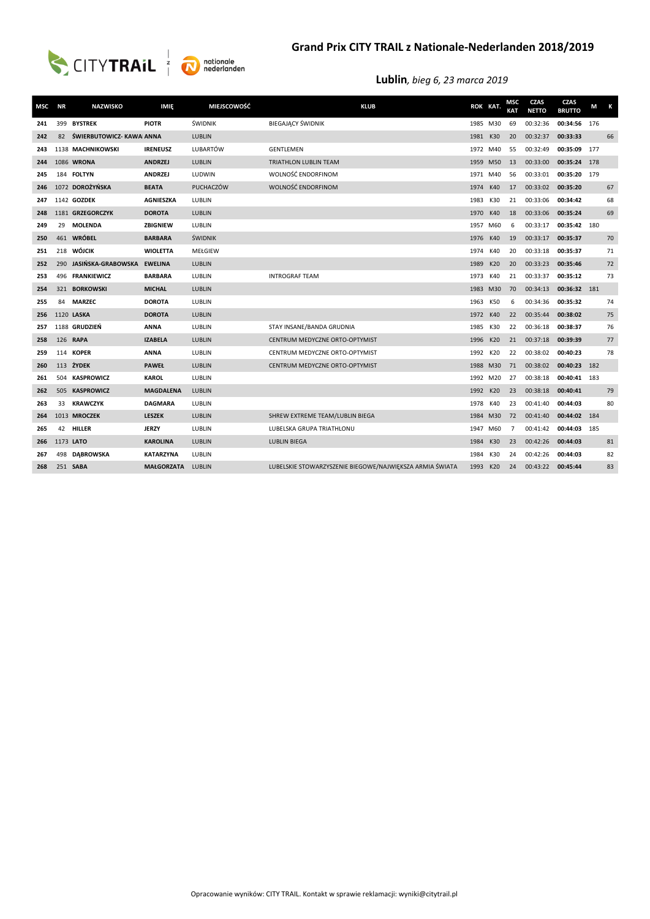# Grand Prix CITY TRAIL z Nationale-Nederlanden 2018/2019

## **Lublin**, *bieg 6, 23 marca 2019*

| MSC | NR | NAZWISKO | IMIĘ | MIEJSCOWOŚĆ | KLUB | ROK | KAT. | MSC KAT | CZAS NETTO | CZAS BRUTTO | M | K |
|---|---|---|---|---|---|---|---|---|---|---|---|---|
| 241 | 399 | BYSTREK | PIOTR | ŚWIDNIK | BIEGAJĄCY ŚWIDNIK | 1985 | M30 | 69 | 00:32:36 | 00:34:56 | 176 | |
| 242 | 82 | ŚWIERBUTOWICZ- KAWA | ANNA | LUBLIN | | 1981 | K30 | 20 | 00:32:37 | 00:33:33 | | 66 |
| 243 | 1138 | MACHNIKOWSKI | IRENEUSZ | LUBARTÓW | GENTLEMEN | 1972 | M40 | 55 | 00:32:49 | 00:35:09 | 177 | |
| 244 | 1086 | WRONA | ANDRZEJ | LUBLIN | TRIATHLON LUBLIN TEAM | 1959 | M50 | 13 | 00:33:00 | 00:35:24 | 178 | |
| 245 | 184 | FOLTYN | ANDRZEJ | LUDWIN | WOLNOŚĆ ENDORFINOM | 1971 | M40 | 56 | 00:33:01 | 00:35:20 | 179 | |
| 246 | 1072 | DOROŻYŃSKA | BEATA | PUCHACZÓW | WOLNOŚĆ ENDORFINOM | 1974 | K40 | 17 | 00:33:02 | 00:35:20 | | 67 |
| 247 | 1142 | GOZDEK | AGNIESZKA | LUBLIN | | 1983 | K30 | 21 | 00:33:06 | 00:34:42 | | 68 |
| 248 | 1181 | GRZEGORCZYK | DOROTA | LUBLIN | | 1970 | K40 | 18 | 00:33:06 | 00:35:24 | | 69 |
| 249 | 29 | MOLENDA | ZBIGNIEW | LUBLIN | | 1957 | M60 | 6 | 00:33:17 | 00:35:42 | 180 | |
| 250 | 461 | WRÓBEL | BARBARA | ŚWIDNIK | | 1976 | K40 | 19 | 00:33:17 | 00:35:37 | | 70 |
| 251 | 218 | WÓJCIK | WIOLETTA | MEŁGIEW | | 1974 | K40 | 20 | 00:33:18 | 00:35:37 | | 71 |
| 252 | 290 | JASIŃSKA-GRABOWSKA | EWELINA | LUBLIN | | 1989 | K20 | 20 | 00:33:23 | 00:35:46 | | 72 |
| 253 | 496 | FRANKIEWICZ | BARBARA | LUBLIN | INTROGRAF TEAM | 1973 | K40 | 21 | 00:33:37 | 00:35:12 | | 73 |
| 254 | 321 | BORKOWSKI | MICHAL | LUBLIN | | 1983 | M30 | 70 | 00:34:13 | 00:36:32 | 181 | |
| 255 | 84 | MARZEC | DOROTA | LUBLIN | | 1963 | K50 | 6 | 00:34:36 | 00:35:32 | | 74 |
| 256 | 1120 | LASKA | DOROTA | LUBLIN | | 1972 | K40 | 22 | 00:35:44 | 00:38:02 | | 75 |
| 257 | 1188 | GRUDZIEŃ | ANNA | LUBLIN | STAY INSANE/BANDA GRUDNIA | 1985 | K30 | 22 | 00:36:18 | 00:38:37 | | 76 |
| 258 | 126 | RAPA | IZABELA | LUBLIN | CENTRUM MEDYCZNE ORTO-OPTYMIST | 1996 | K20 | 21 | 00:37:18 | 00:39:39 | | 77 |
| 259 | 114 | KOPER | ANNA | LUBLIN | CENTRUM MEDYCZNE ORTO-OPTYMIST | 1992 | K20 | 22 | 00:38:02 | 00:40:23 | | 78 |
| 260 | 113 | ŻYDEK | PAWEŁ | LUBLIN | CENTRUM MEDYCZNE ORTO-OPTYMIST | 1988 | M30 | 71 | 00:38:02 | 00:40:23 | 182 | |
| 261 | 504 | KASPROWICZ | KAROL | LUBLIN | | 1992 | M20 | 27 | 00:38:18 | 00:40:41 | 183 | |
| 262 | 505 | KASPROWICZ | MAGDALENA | LUBLIN | | 1992 | K20 | 23 | 00:38:18 | 00:40:41 | | 79 |
| 263 | 33 | KRAWCZYK | DAGMARA | LUBLIN | | 1978 | K40 | 23 | 00:41:40 | 00:44:03 | | 80 |
| 264 | 1013 | MROCZEK | LESZEK | LUBLIN | SHREW EXTREME TEAM/LUBLIN BIEGA | 1984 | M30 | 72 | 00:41:40 | 00:44:02 | 184 | |
| 265 | 42 | HILLER | JERZY | LUBLIN | LUBELSKA GRUPA TRIATHLONU | 1947 | M60 | 7 | 00:41:42 | 00:44:03 | 185 | |
| 266 | 1173 | LATO | KAROLINA | LUBLIN | LUBLIN BIEGA | 1984 | K30 | 23 | 00:42:26 | 00:44:03 | | 81 |
| 267 | 498 | DĄBROWSKA | KATARZYNA | LUBLIN | | 1984 | K30 | 24 | 00:42:26 | 00:44:03 | | 82 |
| 268 | 251 | SABA | MAŁGORZATA | LUBLIN | LUBELSKIE STOWARZYSZENIE BIEGOWE/NAJWIĘKSZA ARMIA ŚWIATA | 1993 | K20 | 24 | 00:43:22 | 00:45:44 | | 83 |

Opracowanie wyników: CITY TRAIL. Kontakt w sprawie reklamacji: wyniki@citytrail.pl